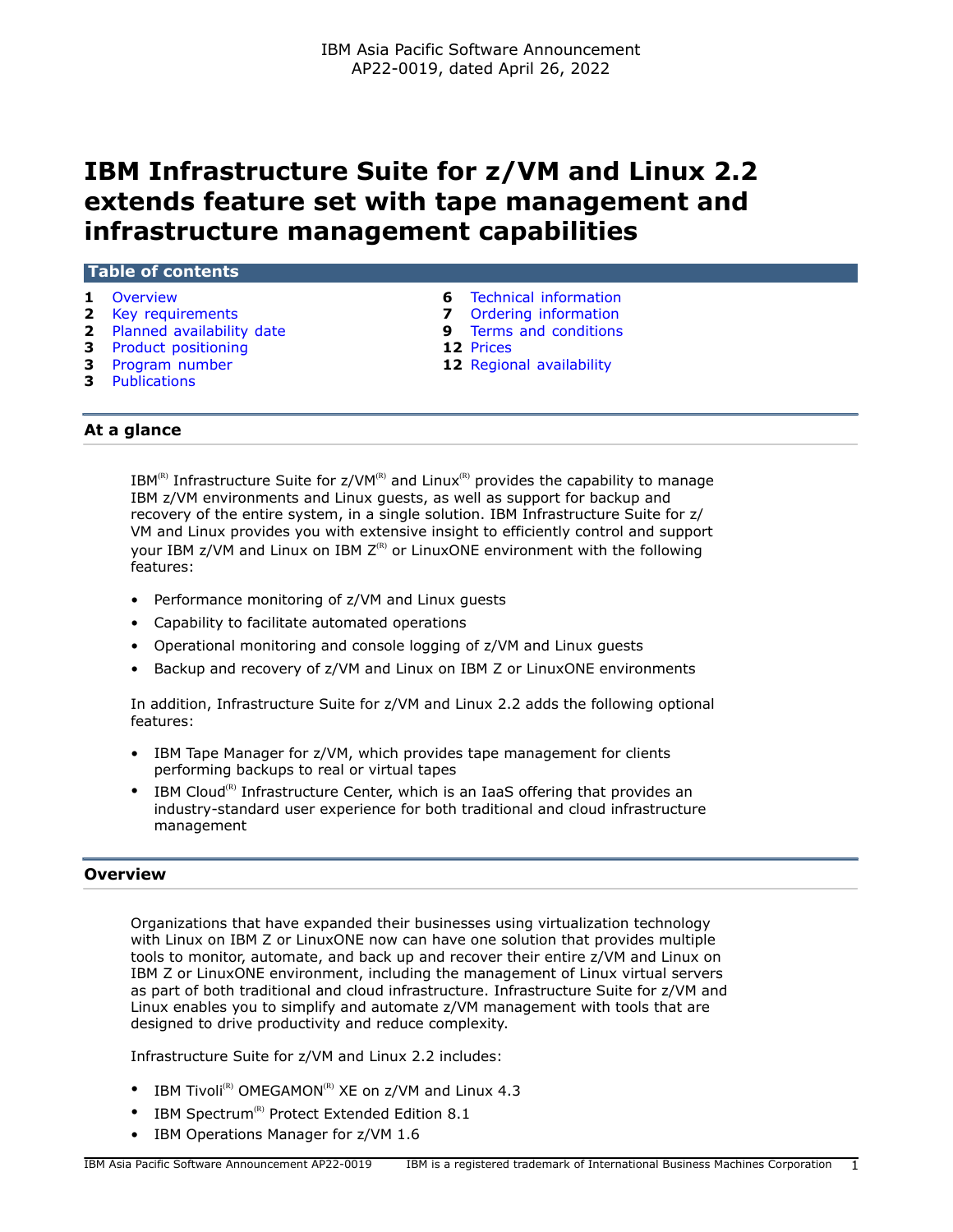IBM Asia Pacific Software Announcement
AP22-0019, dated April 26, 2022

# IBM Infrastructure Suite for z/VM and Linux 2.2 extends feature set with tape management and infrastructure management capabilities

## Table of contents

- 1 Overview
- 2 Key requirements
- 2 Planned availability date
- 3 Product positioning
- 3 Program number
- 3 Publications
- 6 Technical information
- 7 Ordering information
- 9 Terms and conditions
- 12 Prices
- 12 Regional availability

## At a glance

IBM(R) Infrastructure Suite for z/VM(R) and Linux(R) provides the capability to manage IBM z/VM environments and Linux guests, as well as support for backup and recovery of the entire system, in a single solution. IBM Infrastructure Suite for z/VM and Linux provides you with extensive insight to efficiently control and support your IBM z/VM and Linux on IBM Z(R) or LinuxONE environment with the following features:

- Performance monitoring of z/VM and Linux guests
- Capability to facilitate automated operations
- Operational monitoring and console logging of z/VM and Linux guests
- Backup and recovery of z/VM and Linux on IBM Z or LinuxONE environments

In addition, Infrastructure Suite for z/VM and Linux 2.2 adds the following optional features:

- IBM Tape Manager for z/VM, which provides tape management for clients performing backups to real or virtual tapes
- IBM Cloud(R) Infrastructure Center, which is an IaaS offering that provides an industry-standard user experience for both traditional and cloud infrastructure management

## Overview

Organizations that have expanded their businesses using virtualization technology with Linux on IBM Z or LinuxONE now can have one solution that provides multiple tools to monitor, automate, and back up and recover their entire z/VM and Linux on IBM Z or LinuxONE environment, including the management of Linux virtual servers as part of both traditional and cloud infrastructure. Infrastructure Suite for z/VM and Linux enables you to simplify and automate z/VM management with tools that are designed to drive productivity and reduce complexity.

Infrastructure Suite for z/VM and Linux 2.2 includes:

- IBM Tivoli(R) OMEGAMON(R) XE on z/VM and Linux 4.3
- IBM Spectrum(R) Protect Extended Edition 8.1
- IBM Operations Manager for z/VM 1.6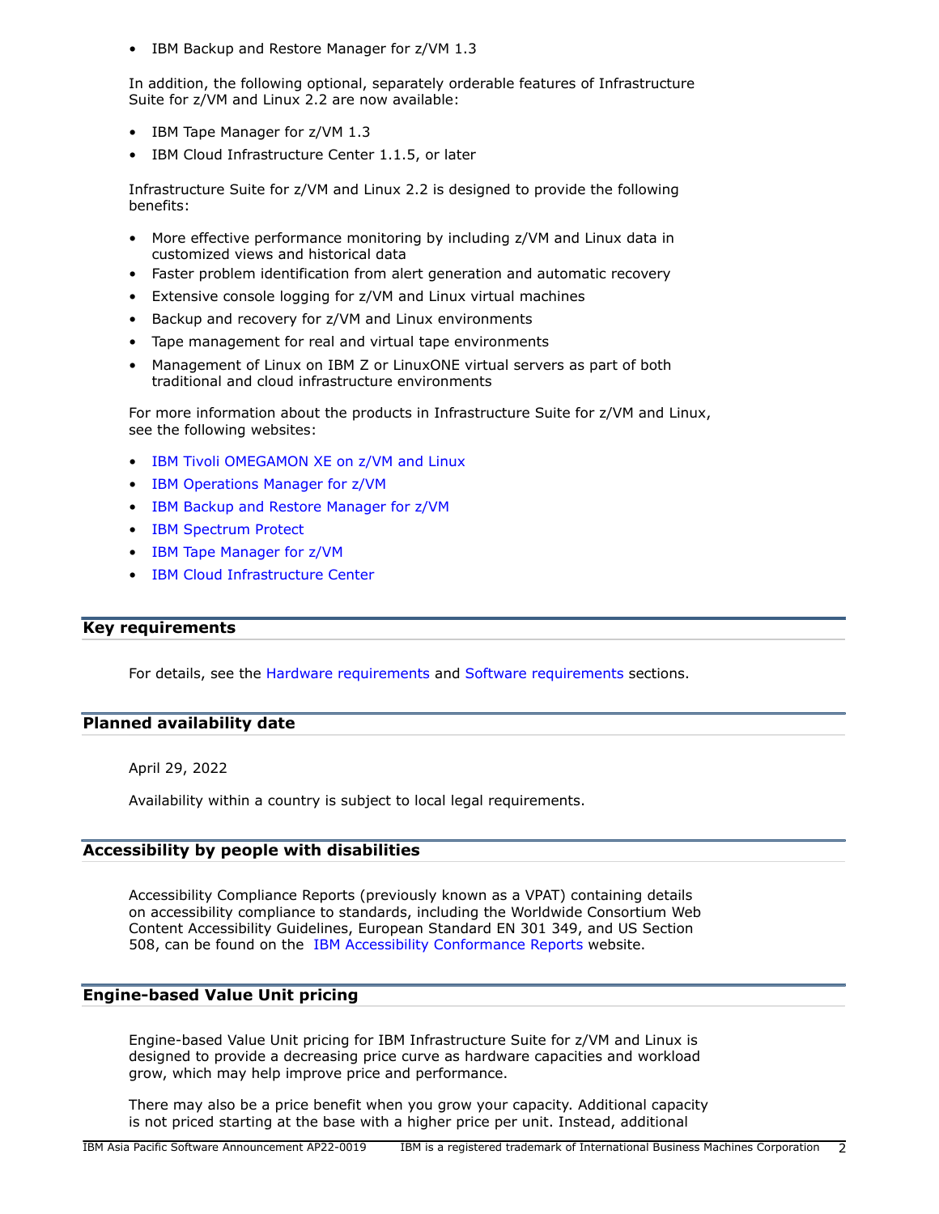- IBM Backup and Restore Manager for z/VM 1.3

In addition, the following optional, separately orderable features of Infrastructure Suite for z/VM and Linux 2.2 are now available:

- IBM Tape Manager for z/VM 1.3
- IBM Cloud Infrastructure Center 1.1.5, or later

Infrastructure Suite for z/VM and Linux 2.2 is designed to provide the following benefits:

- More effective performance monitoring by including z/VM and Linux data in customized views and historical data
- Faster problem identification from alert generation and automatic recovery
- Extensive console logging for z/VM and Linux virtual machines
- Backup and recovery for z/VM and Linux environments
- Tape management for real and virtual tape environments
- Management of Linux on IBM Z or LinuxONE virtual servers as part of both traditional and cloud infrastructure environments

For more information about the products in Infrastructure Suite for z/VM and Linux, see the following websites:

- IBM Tivoli OMEGAMON XE on z/VM and Linux
- IBM Operations Manager for z/VM
- IBM Backup and Restore Manager for z/VM
- IBM Spectrum Protect
- IBM Tape Manager for z/VM
- IBM Cloud Infrastructure Center

## Key requirements

For details, see the Hardware requirements and Software requirements sections.

## Planned availability date

April 29, 2022

Availability within a country is subject to local legal requirements.

## Accessibility by people with disabilities

Accessibility Compliance Reports (previously known as a VPAT) containing details on accessibility compliance to standards, including the Worldwide Consortium Web Content Accessibility Guidelines, European Standard EN 301 349, and US Section 508, can be found on the IBM Accessibility Conformance Reports website.

## Engine-based Value Unit pricing

Engine-based Value Unit pricing for IBM Infrastructure Suite for z/VM and Linux is designed to provide a decreasing price curve as hardware capacities and workload grow, which may help improve price and performance.

There may also be a price benefit when you grow your capacity. Additional capacity is not priced starting at the base with a higher price per unit. Instead, additional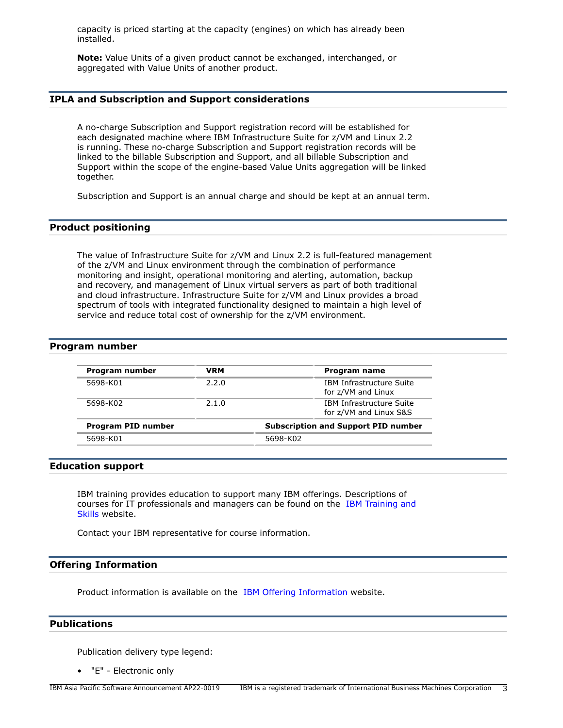capacity is priced starting at the capacity (engines) on which has already been installed.

**Note:** Value Units of a given product cannot be exchanged, interchanged, or aggregated with Value Units of another product.

## IPLA and Subscription and Support considerations

A no-charge Subscription and Support registration record will be established for each designated machine where IBM Infrastructure Suite for z/VM and Linux 2.2 is running. These no-charge Subscription and Support registration records will be linked to the billable Subscription and Support, and all billable Subscription and Support within the scope of the engine-based Value Units aggregation will be linked together.

Subscription and Support is an annual charge and should be kept at an annual term.

## Product positioning

The value of Infrastructure Suite for z/VM and Linux 2.2 is full-featured management of the z/VM and Linux environment through the combination of performance monitoring and insight, operational monitoring and alerting, automation, backup and recovery, and management of Linux virtual servers as part of both traditional and cloud infrastructure. Infrastructure Suite for z/VM and Linux provides a broad spectrum of tools with integrated functionality designed to maintain a high level of service and reduce total cost of ownership for the z/VM environment.

## Program number

| Program number | VRM | Program name |
|---|---|---|
| 5698-K01 | 2.2.0 | IBM Infrastructure Suite for z/VM and Linux |
| 5698-K02 | 2.1.0 | IBM Infrastructure Suite for z/VM and Linux S&S |

| Program PID number | Subscription and Support PID number |
|---|---|
| 5698-K01 | 5698-K02 |

## Education support

IBM training provides education to support many IBM offerings. Descriptions of courses for IT professionals and managers can be found on the IBM Training and Skills website.

Contact your IBM representative for course information.

## Offering Information

Product information is available on the IBM Offering Information website.

## Publications

Publication delivery type legend:

- "E" - Electronic only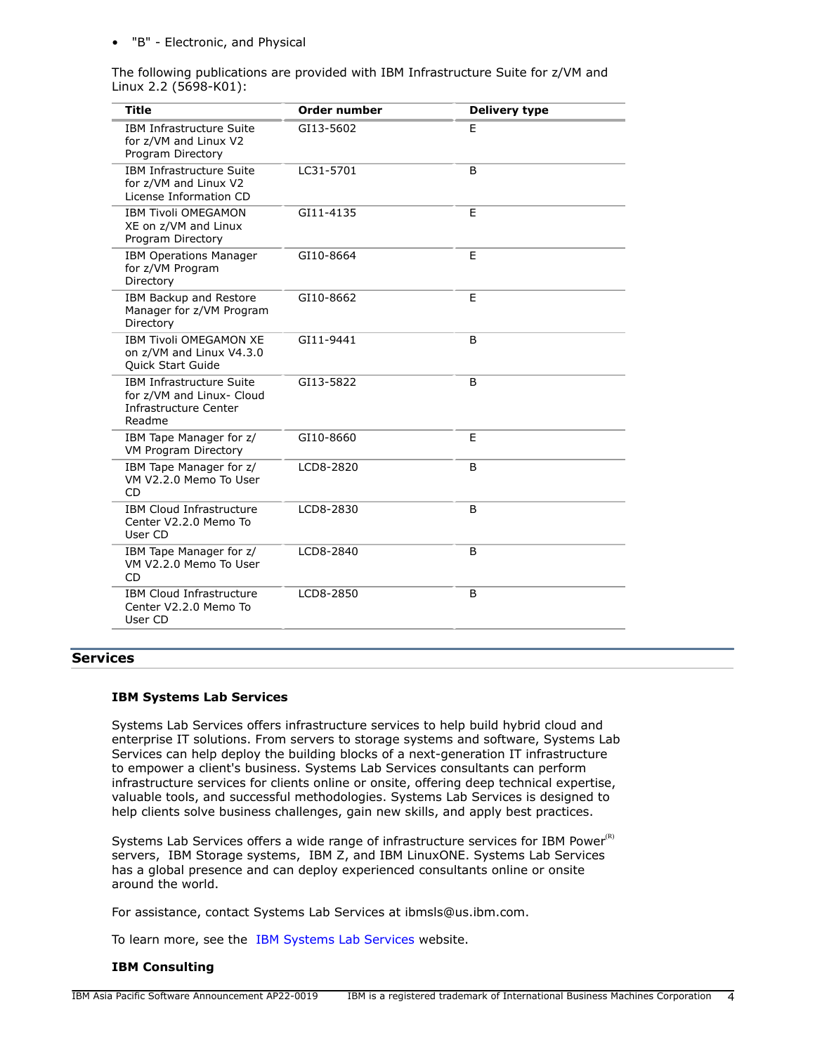- "B" - Electronic, and Physical

The following publications are provided with IBM Infrastructure Suite for z/VM and Linux 2.2 (5698-K01):

| Title | Order number | Delivery type |
|---|---|---|
| IBM Infrastructure Suite for z/VM and Linux V2 Program Directory | GI13-5602 | E |
| IBM Infrastructure Suite for z/VM and Linux V2 License Information CD | LC31-5701 | B |
| IBM Tivoli OMEGAMON XE on z/VM and Linux Program Directory | GI11-4135 | E |
| IBM Operations Manager for z/VM Program Directory | GI10-8664 | E |
| IBM Backup and Restore Manager for z/VM Program Directory | GI10-8662 | E |
| IBM Tivoli OMEGAMON XE on z/VM and Linux V4.3.0 Quick Start Guide | GI11-9441 | B |
| IBM Infrastructure Suite for z/VM and Linux- Cloud Infrastructure Center Readme | GI13-5822 | B |
| IBM Tape Manager for z/VM Program Directory | GI10-8660 | E |
| IBM Tape Manager for z/VM V2.2.0 Memo To User CD | LCD8-2820 | B |
| IBM Cloud Infrastructure Center V2.2.0 Memo To User CD | LCD8-2830 | B |
| IBM Tape Manager for z/VM V2.2.0 Memo To User CD | LCD8-2840 | B |
| IBM Cloud Infrastructure Center V2.2.0 Memo To User CD | LCD8-2850 | B |

## Services

### IBM Systems Lab Services

Systems Lab Services offers infrastructure services to help build hybrid cloud and enterprise IT solutions. From servers to storage systems and software, Systems Lab Services can help deploy the building blocks of a next-generation IT infrastructure to empower a client's business. Systems Lab Services consultants can perform infrastructure services for clients online or onsite, offering deep technical expertise, valuable tools, and successful methodologies. Systems Lab Services is designed to help clients solve business challenges, gain new skills, and apply best practices.

Systems Lab Services offers a wide range of infrastructure services for IBM Power(R) servers, IBM Storage systems, IBM Z, and IBM LinuxONE. Systems Lab Services has a global presence and can deploy experienced consultants online or onsite around the world.

For assistance, contact Systems Lab Services at ibmsls@us.ibm.com.

To learn more, see the IBM Systems Lab Services website.

### IBM Consulting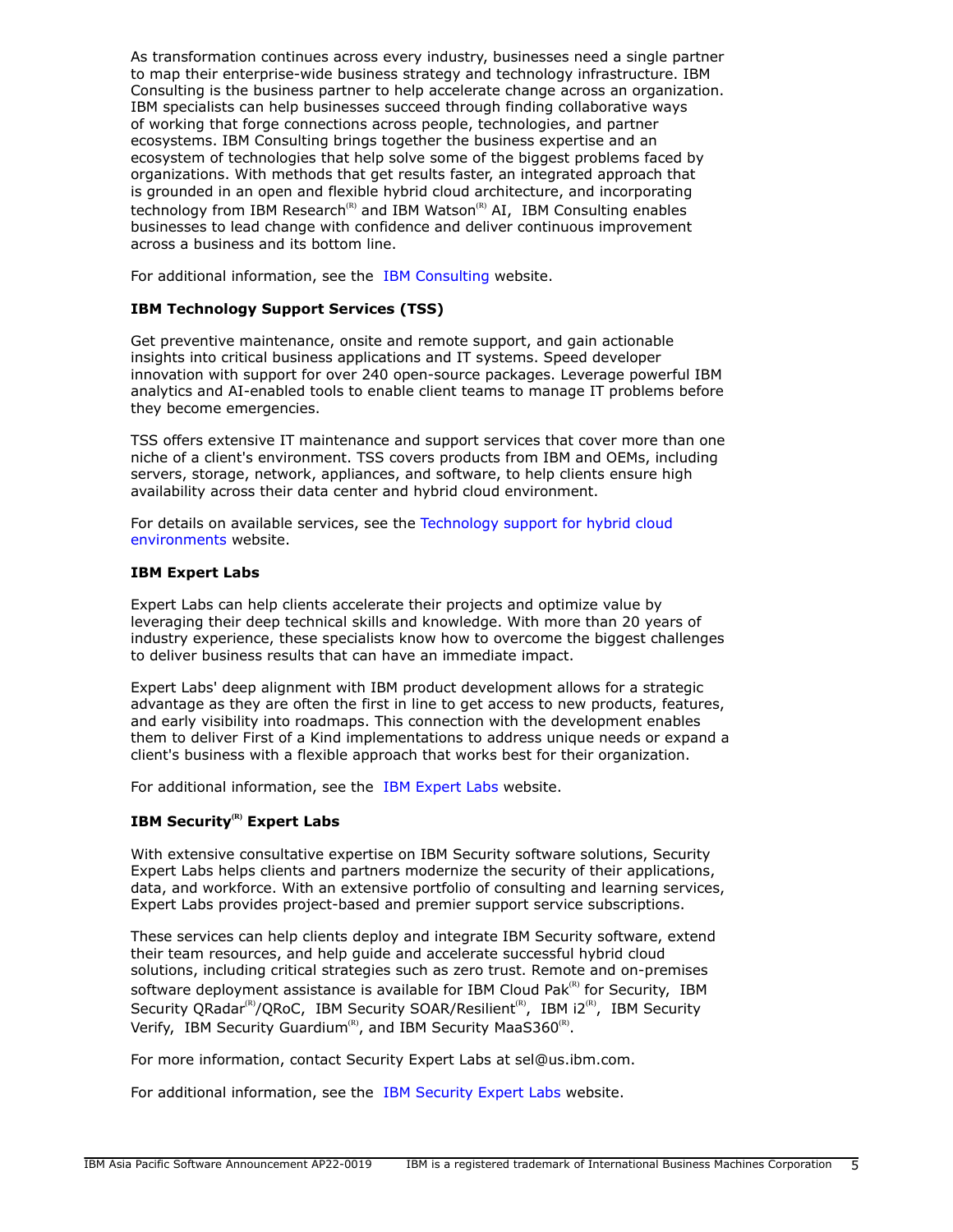As transformation continues across every industry, businesses need a single partner to map their enterprise-wide business strategy and technology infrastructure. IBM Consulting is the business partner to help accelerate change across an organization. IBM specialists can help businesses succeed through finding collaborative ways of working that forge connections across people, technologies, and partner ecosystems. IBM Consulting brings together the business expertise and an ecosystem of technologies that help solve some of the biggest problems faced by organizations. With methods that get results faster, an integrated approach that is grounded in an open and flexible hybrid cloud architecture, and incorporating technology from IBM Research(R) and IBM Watson(R) AI, IBM Consulting enables businesses to lead change with confidence and deliver continuous improvement across a business and its bottom line.

For additional information, see the IBM Consulting website.

**IBM Technology Support Services (TSS)**

Get preventive maintenance, onsite and remote support, and gain actionable insights into critical business applications and IT systems. Speed developer innovation with support for over 240 open-source packages. Leverage powerful IBM analytics and AI-enabled tools to enable client teams to manage IT problems before they become emergencies.

TSS offers extensive IT maintenance and support services that cover more than one niche of a client's environment. TSS covers products from IBM and OEMs, including servers, storage, network, appliances, and software, to help clients ensure high availability across their data center and hybrid cloud environment.

For details on available services, see the Technology support for hybrid cloud environments website.

**IBM Expert Labs**

Expert Labs can help clients accelerate their projects and optimize value by leveraging their deep technical skills and knowledge. With more than 20 years of industry experience, these specialists know how to overcome the biggest challenges to deliver business results that can have an immediate impact.

Expert Labs' deep alignment with IBM product development allows for a strategic advantage as they are often the first in line to get access to new products, features, and early visibility into roadmaps. This connection with the development enables them to deliver First of a Kind implementations to address unique needs or expand a client's business with a flexible approach that works best for their organization.

For additional information, see the IBM Expert Labs website.

**IBM Security(R) Expert Labs**

With extensive consultative expertise on IBM Security software solutions, Security Expert Labs helps clients and partners modernize the security of their applications, data, and workforce. With an extensive portfolio of consulting and learning services, Expert Labs provides project-based and premier support service subscriptions.

These services can help clients deploy and integrate IBM Security software, extend their team resources, and help guide and accelerate successful hybrid cloud solutions, including critical strategies such as zero trust. Remote and on-premises software deployment assistance is available for IBM Cloud Pak(R) for Security, IBM Security QRadar(R)/QRoC, IBM Security SOAR/Resilient(R), IBM i2(R), IBM Security Verify, IBM Security Guardium(R), and IBM Security MaaS360(R).

For more information, contact Security Expert Labs at sel@us.ibm.com.

For additional information, see the IBM Security Expert Labs website.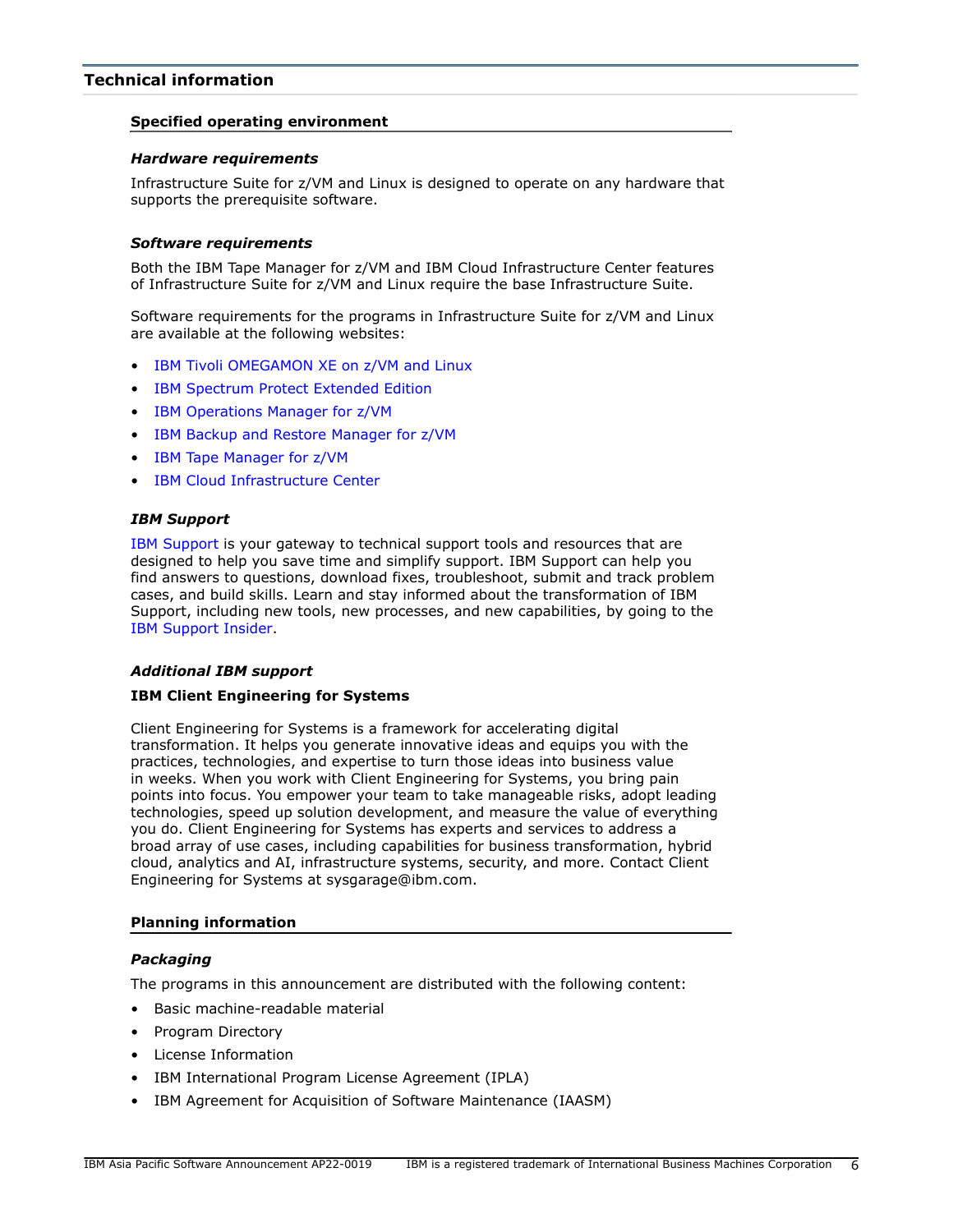## Technical information

### Specified operating environment

#### *Hardware requirements*

Infrastructure Suite for z/VM and Linux is designed to operate on any hardware that supports the prerequisite software.

#### *Software requirements*

Both the IBM Tape Manager for z/VM and IBM Cloud Infrastructure Center features of Infrastructure Suite for z/VM and Linux require the base Infrastructure Suite.

Software requirements for the programs in Infrastructure Suite for z/VM and Linux are available at the following websites:

- IBM Tivoli OMEGAMON XE on z/VM and Linux
- IBM Spectrum Protect Extended Edition
- IBM Operations Manager for z/VM
- IBM Backup and Restore Manager for z/VM
- IBM Tape Manager for z/VM
- IBM Cloud Infrastructure Center

#### *IBM Support*

IBM Support is your gateway to technical support tools and resources that are designed to help you save time and simplify support. IBM Support can help you find answers to questions, download fixes, troubleshoot, submit and track problem cases, and build skills. Learn and stay informed about the transformation of IBM Support, including new tools, new processes, and new capabilities, by going to the IBM Support Insider.

#### *Additional IBM support*

**IBM Client Engineering for Systems**

Client Engineering for Systems is a framework for accelerating digital transformation. It helps you generate innovative ideas and equips you with the practices, technologies, and expertise to turn those ideas into business value in weeks. When you work with Client Engineering for Systems, you bring pain points into focus. You empower your team to take manageable risks, adopt leading technologies, speed up solution development, and measure the value of everything you do. Client Engineering for Systems has experts and services to address a broad array of use cases, including capabilities for business transformation, hybrid cloud, analytics and AI, infrastructure systems, security, and more. Contact Client Engineering for Systems at sysgarage@ibm.com.

### Planning information

#### *Packaging*

The programs in this announcement are distributed with the following content:

- Basic machine-readable material
- Program Directory
- License Information
- IBM International Program License Agreement (IPLA)
- IBM Agreement for Acquisition of Software Maintenance (IAASM)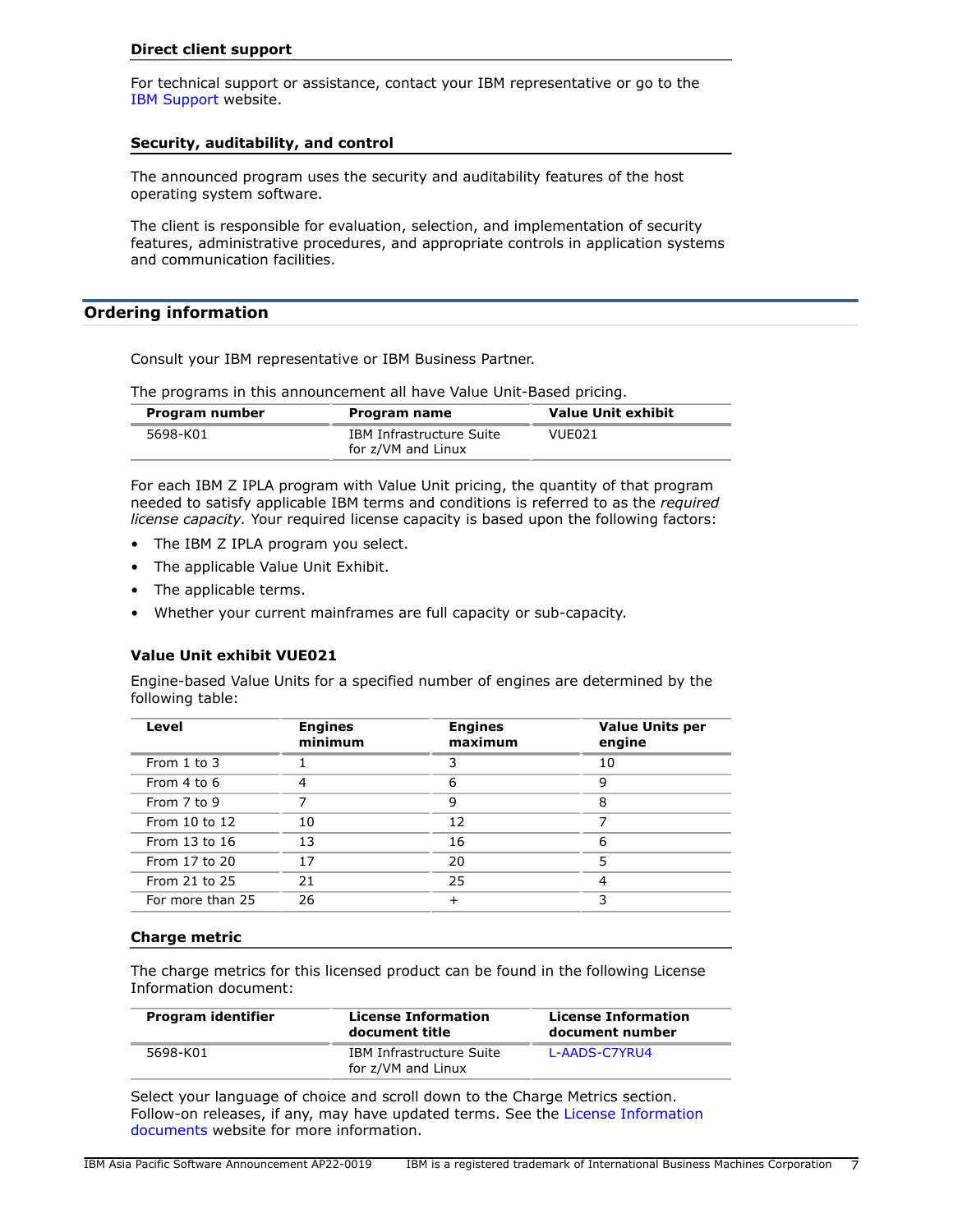### Direct client support

For technical support or assistance, contact your IBM representative or go to the IBM Support website.

### Security, auditability, and control

The announced program uses the security and auditability features of the host operating system software.

The client is responsible for evaluation, selection, and implementation of security features, administrative procedures, and appropriate controls in application systems and communication facilities.

## Ordering information

Consult your IBM representative or IBM Business Partner.

The programs in this announcement all have Value Unit-Based pricing.

| Program number | Program name | Value Unit exhibit |
|---|---|---|
| 5698-K01 | IBM Infrastructure Suite for z/VM and Linux | VUE021 |

For each IBM Z IPLA program with Value Unit pricing, the quantity of that program needed to satisfy applicable IBM terms and conditions is referred to as the *required license capacity.* Your required license capacity is based upon the following factors:

- The IBM Z IPLA program you select.
- The applicable Value Unit Exhibit.
- The applicable terms.
- Whether your current mainframes are full capacity or sub-capacity.

### Value Unit exhibit VUE021

Engine-based Value Units for a specified number of engines are determined by the following table:

| Level | Engines minimum | Engines maximum | Value Units per engine |
|---|---|---|---|
| From 1 to 3 | 1 | 3 | 10 |
| From 4 to 6 | 4 | 6 | 9 |
| From 7 to 9 | 7 | 9 | 8 |
| From 10 to 12 | 10 | 12 | 7 |
| From 13 to 16 | 13 | 16 | 6 |
| From 17 to 20 | 17 | 20 | 5 |
| From 21 to 25 | 21 | 25 | 4 |
| For more than 25 | 26 | + | 3 |

### Charge metric

The charge metrics for this licensed product can be found in the following License Information document:

| Program identifier | License Information document title | License Information document number |
|---|---|---|
| 5698-K01 | IBM Infrastructure Suite for z/VM and Linux | L-AADS-C7YRU4 |

Select your language of choice and scroll down to the Charge Metrics section. Follow-on releases, if any, may have updated terms. See the License Information documents website for more information.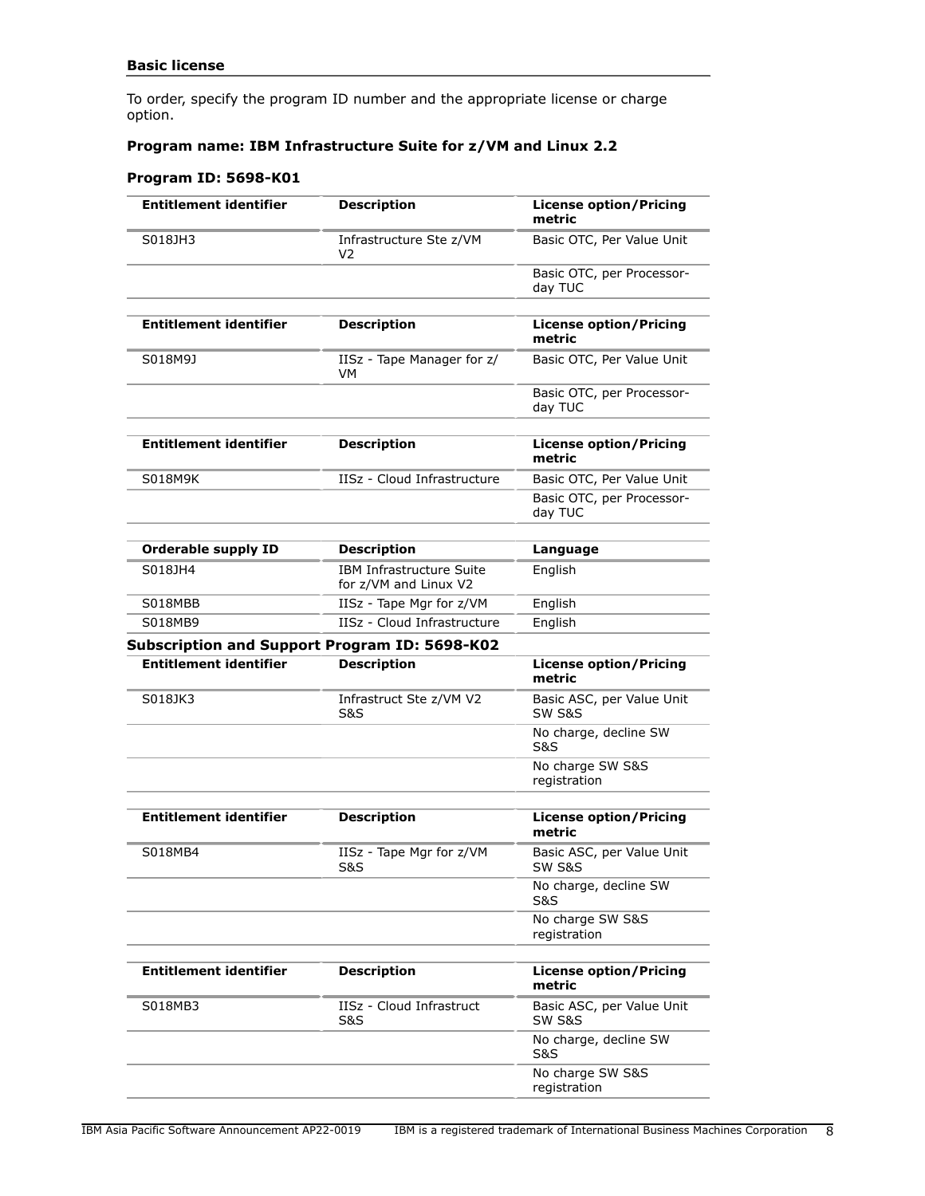### Basic license

To order, specify the program ID number and the appropriate license or charge option.

**Program name: IBM Infrastructure Suite for z/VM and Linux 2.2**

**Program ID: 5698-K01**

| Entitlement identifier | Description | License option/Pricing metric |
|---|---|---|
| S018JH3 | Infrastructure Ste z/VM V2 | Basic OTC, Per Value Unit |
| | | Basic OTC, per Processor-day TUC |

| Entitlement identifier | Description | License option/Pricing metric |
|---|---|---|
| S018M9J | IISz - Tape Manager for z/VM | Basic OTC, Per Value Unit |
| | | Basic OTC, per Processor-day TUC |

| Entitlement identifier | Description | License option/Pricing metric |
|---|---|---|
| S018M9K | IISz - Cloud Infrastructure | Basic OTC, Per Value Unit |
| | | Basic OTC, per Processor-day TUC |

| Orderable supply ID | Description | Language |
|---|---|---|
| S018JH4 | IBM Infrastructure Suite for z/VM and Linux V2 | English |
| S018MBB | IISz - Tape Mgr for z/VM | English |
| S018MB9 | IISz - Cloud Infrastructure | English |

**Subscription and Support Program ID: 5698-K02**

| Entitlement identifier | Description | License option/Pricing metric |
|---|---|---|
| S018JK3 | Infrastruct Ste z/VM V2 S&S | Basic ASC, per Value Unit SW S&S |
| | | No charge, decline SW S&S |
| | | No charge SW S&S registration |

| Entitlement identifier | Description | License option/Pricing metric |
|---|---|---|
| S018MB4 | IISz - Tape Mgr for z/VM S&S | Basic ASC, per Value Unit SW S&S |
| | | No charge, decline SW S&S |
| | | No charge SW S&S registration |

| Entitlement identifier | Description | License option/Pricing metric |
|---|---|---|
| S018MB3 | IISz - Cloud Infrastruct S&S | Basic ASC, per Value Unit SW S&S |
| | | No charge, decline SW S&S |
| | | No charge SW S&S registration |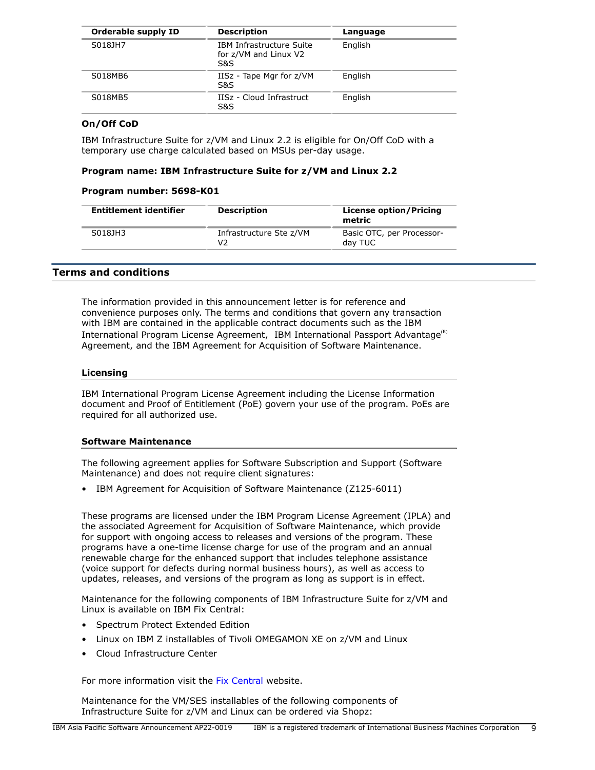| Orderable supply ID | Description | Language |
| --- | --- | --- |
| S018JH7 | IBM Infrastructure Suite for z/VM and Linux V2 S&S | English |
| S018MB6 | IISz - Tape Mgr for z/VM S&S | English |
| S018MB5 | IISz - Cloud Infrastruct S&S | English |

**On/Off CoD**

IBM Infrastructure Suite for z/VM and Linux 2.2 is eligible for On/Off CoD with a temporary use charge calculated based on MSUs per-day usage.

**Program name: IBM Infrastructure Suite for z/VM and Linux 2.2**

**Program number: 5698-K01**

| Entitlement identifier | Description | License option/Pricing metric |
| --- | --- | --- |
| S018JH3 | Infrastructure Ste z/VM V2 | Basic OTC, per Processor-day TUC |

## Terms and conditions

The information provided in this announcement letter is for reference and convenience purposes only. The terms and conditions that govern any transaction with IBM are contained in the applicable contract documents such as the IBM International Program License Agreement, IBM International Passport Advantage(R) Agreement, and the IBM Agreement for Acquisition of Software Maintenance.

### Licensing

IBM International Program License Agreement including the License Information document and Proof of Entitlement (PoE) govern your use of the program. PoEs are required for all authorized use.

### Software Maintenance

The following agreement applies for Software Subscription and Support (Software Maintenance) and does not require client signatures:

- IBM Agreement for Acquisition of Software Maintenance (Z125-6011)

These programs are licensed under the IBM Program License Agreement (IPLA) and the associated Agreement for Acquisition of Software Maintenance, which provide for support with ongoing access to releases and versions of the program. These programs have a one-time license charge for use of the program and an annual renewable charge for the enhanced support that includes telephone assistance (voice support for defects during normal business hours), as well as access to updates, releases, and versions of the program as long as support is in effect.

Maintenance for the following components of IBM Infrastructure Suite for z/VM and Linux is available on IBM Fix Central:

- Spectrum Protect Extended Edition
- Linux on IBM Z installables of Tivoli OMEGAMON XE on z/VM and Linux
- Cloud Infrastructure Center

For more information visit the Fix Central website.

Maintenance for the VM/SES installables of the following components of Infrastructure Suite for z/VM and Linux can be ordered via Shopz: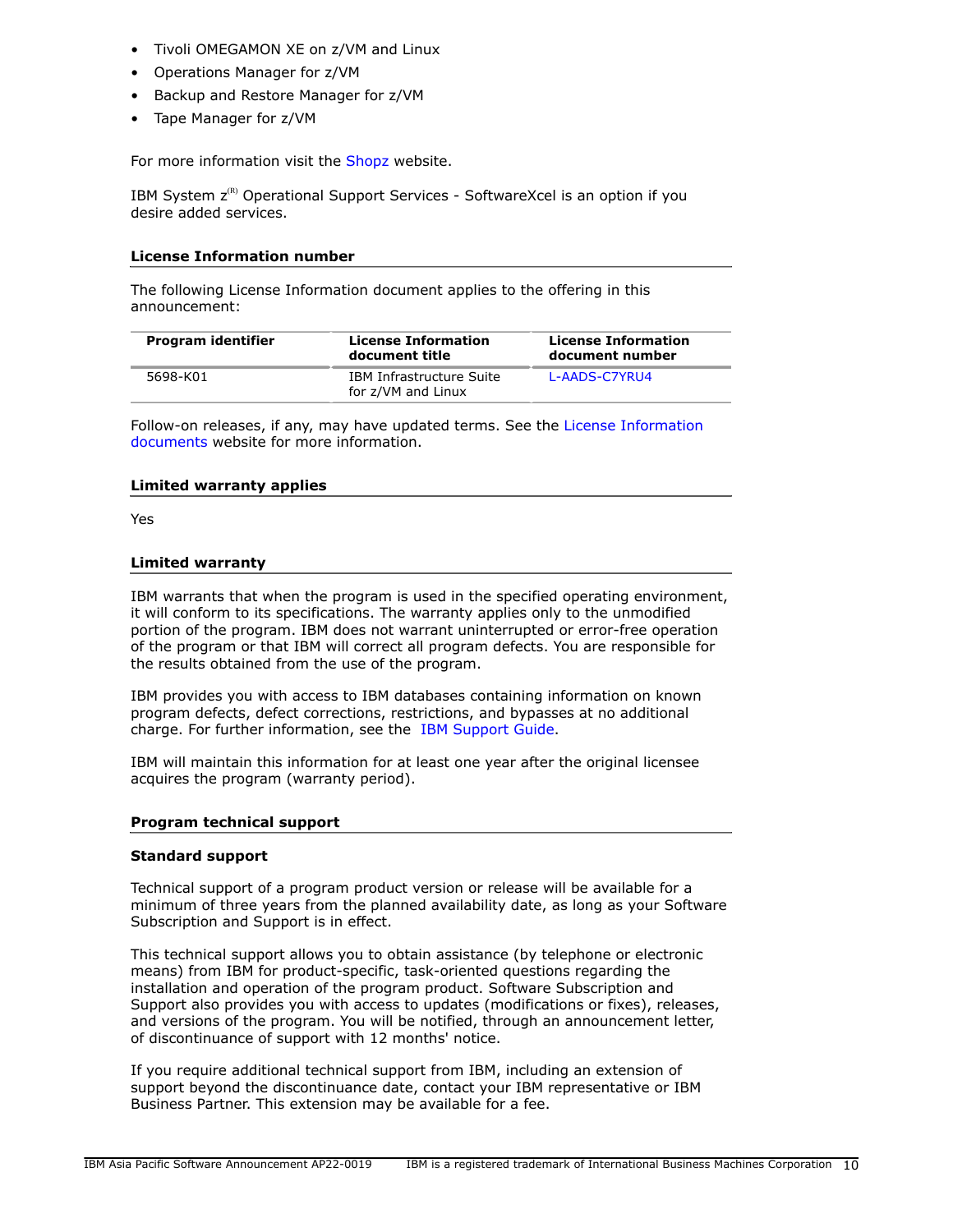- Tivoli OMEGAMON XE on z/VM and Linux
- Operations Manager for z/VM
- Backup and Restore Manager for z/VM
- Tape Manager for z/VM

For more information visit the Shopz website.

IBM System z(R) Operational Support Services - SoftwareXcel is an option if you desire added services.

## License Information number

The following License Information document applies to the offering in this announcement:

| Program identifier | License Information document title | License Information document number |
|---|---|---|
| 5698-K01 | IBM Infrastructure Suite for z/VM and Linux | L-AADS-C7YRU4 |

Follow-on releases, if any, may have updated terms. See the License Information documents website for more information.

## Limited warranty applies

Yes

## Limited warranty

IBM warrants that when the program is used in the specified operating environment, it will conform to its specifications. The warranty applies only to the unmodified portion of the program. IBM does not warrant uninterrupted or error-free operation of the program or that IBM will correct all program defects. You are responsible for the results obtained from the use of the program.

IBM provides you with access to IBM databases containing information on known program defects, defect corrections, restrictions, and bypasses at no additional charge. For further information, see the IBM Support Guide.

IBM will maintain this information for at least one year after the original licensee acquires the program (warranty period).

## Program technical support

### Standard support

Technical support of a program product version or release will be available for a minimum of three years from the planned availability date, as long as your Software Subscription and Support is in effect.

This technical support allows you to obtain assistance (by telephone or electronic means) from IBM for product-specific, task-oriented questions regarding the installation and operation of the program product. Software Subscription and Support also provides you with access to updates (modifications or fixes), releases, and versions of the program. You will be notified, through an announcement letter, of discontinuance of support with 12 months' notice.

If you require additional technical support from IBM, including an extension of support beyond the discontinuance date, contact your IBM representative or IBM Business Partner. This extension may be available for a fee.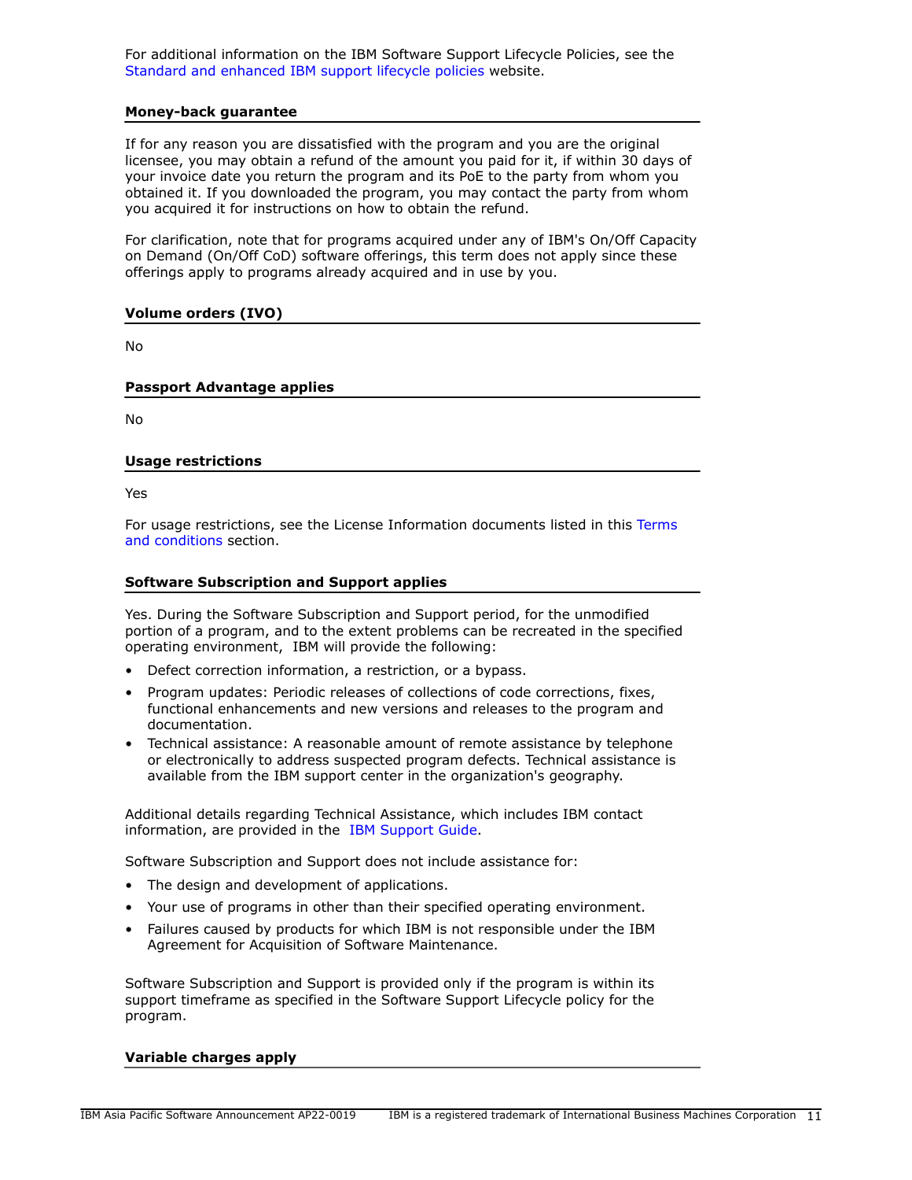For additional information on the IBM Software Support Lifecycle Policies, see the Standard and enhanced IBM support lifecycle policies website.

### Money-back guarantee

If for any reason you are dissatisfied with the program and you are the original licensee, you may obtain a refund of the amount you paid for it, if within 30 days of your invoice date you return the program and its PoE to the party from whom you obtained it. If you downloaded the program, you may contact the party from whom you acquired it for instructions on how to obtain the refund.

For clarification, note that for programs acquired under any of IBM's On/Off Capacity on Demand (On/Off CoD) software offerings, this term does not apply since these offerings apply to programs already acquired and in use by you.

### Volume orders (IVO)

No

### Passport Advantage applies

No

### Usage restrictions

Yes

For usage restrictions, see the License Information documents listed in this Terms and conditions section.

### Software Subscription and Support applies

Yes. During the Software Subscription and Support period, for the unmodified portion of a program, and to the extent problems can be recreated in the specified operating environment, IBM will provide the following:

- Defect correction information, a restriction, or a bypass.
- Program updates: Periodic releases of collections of code corrections, fixes, functional enhancements and new versions and releases to the program and documentation.
- Technical assistance: A reasonable amount of remote assistance by telephone or electronically to address suspected program defects. Technical assistance is available from the IBM support center in the organization's geography.

Additional details regarding Technical Assistance, which includes IBM contact information, are provided in the IBM Support Guide.

Software Subscription and Support does not include assistance for:

- The design and development of applications.
- Your use of programs in other than their specified operating environment.
- Failures caused by products for which IBM is not responsible under the IBM Agreement for Acquisition of Software Maintenance.

Software Subscription and Support is provided only if the program is within its support timeframe as specified in the Software Support Lifecycle policy for the program.

### Variable charges apply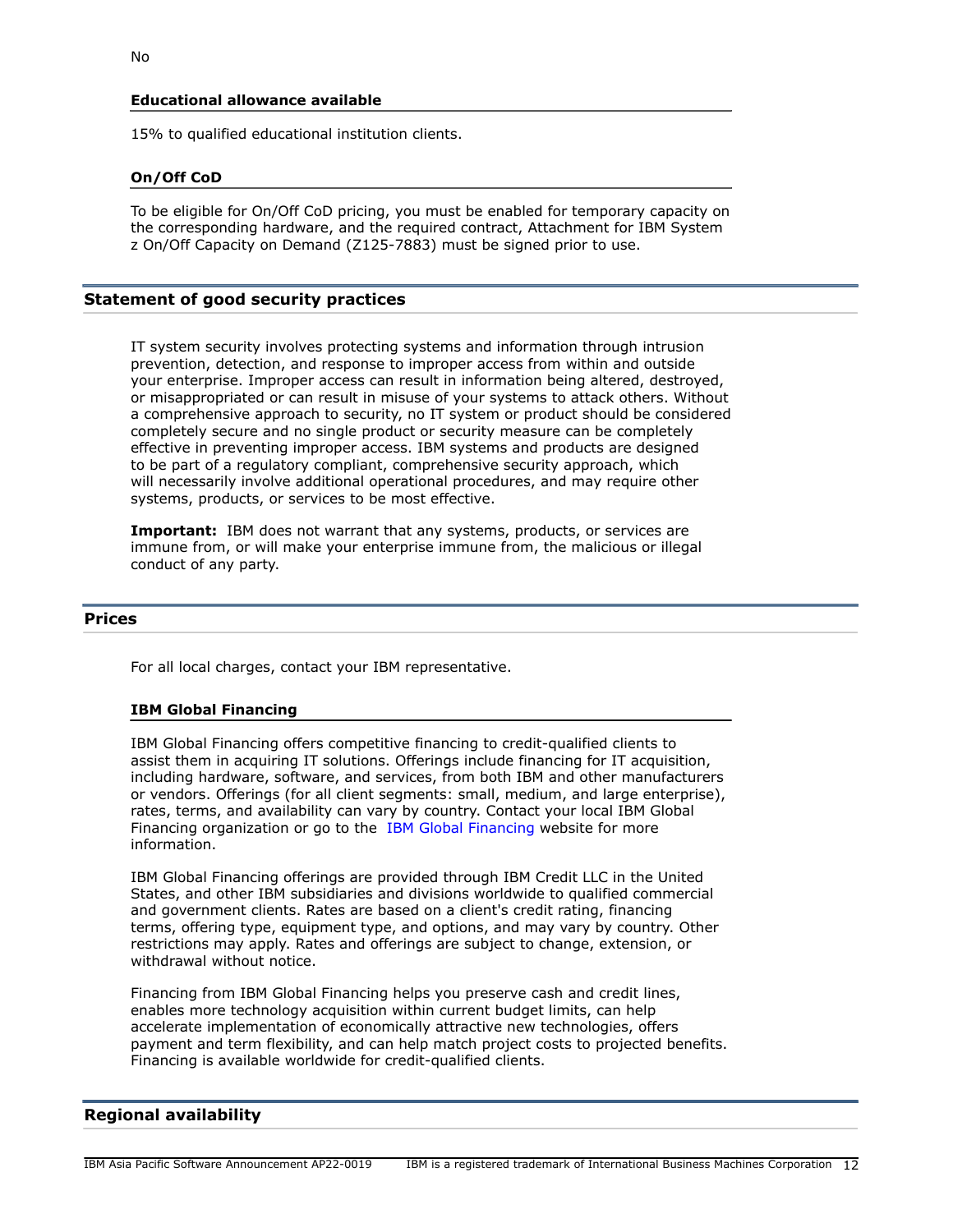No

### Educational allowance available

15% to qualified educational institution clients.

### On/Off CoD

To be eligible for On/Off CoD pricing, you must be enabled for temporary capacity on the corresponding hardware, and the required contract, Attachment for IBM System z On/Off Capacity on Demand (Z125-7883) must be signed prior to use.

## Statement of good security practices

IT system security involves protecting systems and information through intrusion prevention, detection, and response to improper access from within and outside your enterprise. Improper access can result in information being altered, destroyed, or misappropriated or can result in misuse of your systems to attack others. Without a comprehensive approach to security, no IT system or product should be considered completely secure and no single product or security measure can be completely effective in preventing improper access. IBM systems and products are designed to be part of a regulatory compliant, comprehensive security approach, which will necessarily involve additional operational procedures, and may require other systems, products, or services to be most effective.

**Important:** IBM does not warrant that any systems, products, or services are immune from, or will make your enterprise immune from, the malicious or illegal conduct of any party.

## Prices

For all local charges, contact your IBM representative.

### IBM Global Financing

IBM Global Financing offers competitive financing to credit-qualified clients to assist them in acquiring IT solutions. Offerings include financing for IT acquisition, including hardware, software, and services, from both IBM and other manufacturers or vendors. Offerings (for all client segments: small, medium, and large enterprise), rates, terms, and availability can vary by country. Contact your local IBM Global Financing organization or go to the IBM Global Financing website for more information.

IBM Global Financing offerings are provided through IBM Credit LLC in the United States, and other IBM subsidiaries and divisions worldwide to qualified commercial and government clients. Rates are based on a client's credit rating, financing terms, offering type, equipment type, and options, and may vary by country. Other restrictions may apply. Rates and offerings are subject to change, extension, or withdrawal without notice.

Financing from IBM Global Financing helps you preserve cash and credit lines, enables more technology acquisition within current budget limits, can help accelerate implementation of economically attractive new technologies, offers payment and term flexibility, and can help match project costs to projected benefits. Financing is available worldwide for credit-qualified clients.

## Regional availability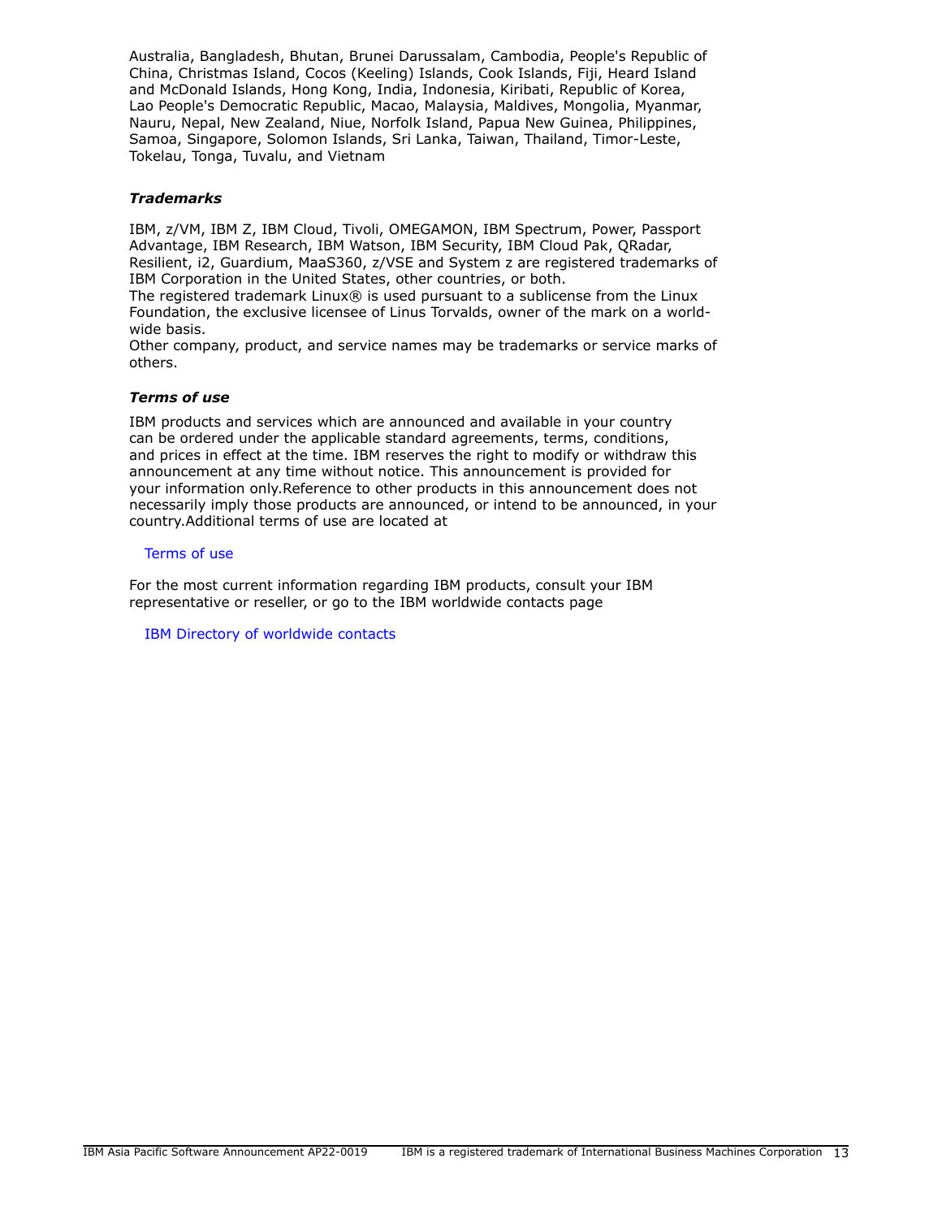Australia, Bangladesh, Bhutan, Brunei Darussalam, Cambodia, People's Republic of China, Christmas Island, Cocos (Keeling) Islands, Cook Islands, Fiji, Heard Island and McDonald Islands, Hong Kong, India, Indonesia, Kiribati, Republic of Korea, Lao People's Democratic Republic, Macao, Malaysia, Maldives, Mongolia, Myanmar, Nauru, Nepal, New Zealand, Niue, Norfolk Island, Papua New Guinea, Philippines, Samoa, Singapore, Solomon Islands, Sri Lanka, Taiwan, Thailand, Timor-Leste, Tokelau, Tonga, Tuvalu, and Vietnam

### *Trademarks*

IBM, z/VM, IBM Z, IBM Cloud, Tivoli, OMEGAMON, IBM Spectrum, Power, Passport Advantage, IBM Research, IBM Watson, IBM Security, IBM Cloud Pak, QRadar, Resilient, i2, Guardium, MaaS360, z/VSE and System z are registered trademarks of IBM Corporation in the United States, other countries, or both.
The registered trademark Linux® is used pursuant to a sublicense from the Linux Foundation, the exclusive licensee of Linus Torvalds, owner of the mark on a world-wide basis.
Other company, product, and service names may be trademarks or service marks of others.

### *Terms of use*

IBM products and services which are announced and available in your country can be ordered under the applicable standard agreements, terms, conditions, and prices in effect at the time. IBM reserves the right to modify or withdraw this announcement at any time without notice. This announcement is provided for your information only.Reference to other products in this announcement does not necessarily imply those products are announced, or intend to be announced, in your country.Additional terms of use are located at

Terms of use

For the most current information regarding IBM products, consult your IBM representative or reseller, or go to the IBM worldwide contacts page

IBM Directory of worldwide contacts